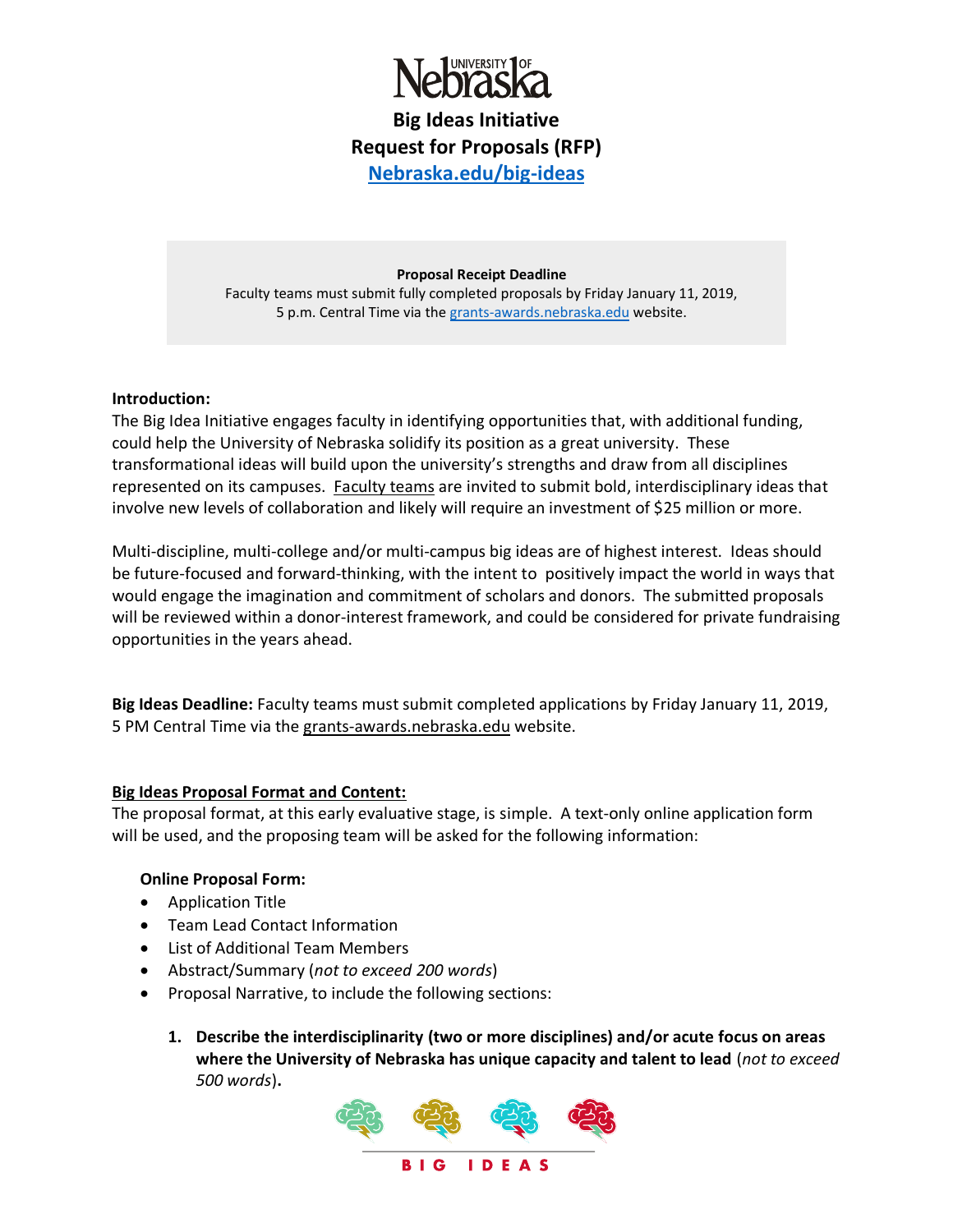# University of Nebraska

## Big Ideas Initiative
## Request for Proposals (RFP)
## [Nebraska.edu/big-ideas](Nebraska.edu/big-ideas)

**Proposal Receipt Deadline**

Faculty teams must submit fully completed proposals by Friday January 11, 2019, 5 p.m. Central Time via the grants-awards.nebraska.edu website.

**Introduction:**

The Big Idea Initiative engages faculty in identifying opportunities that, with additional funding, could help the University of Nebraska solidify its position as a great university. These transformational ideas will build upon the university's strengths and draw from all disciplines represented on its campuses. Faculty teams are invited to submit bold, interdisciplinary ideas that involve new levels of collaboration and likely will require an investment of $25 million or more.

Multi-discipline, multi-college and/or multi-campus big ideas are of highest interest. Ideas should be future-focused and forward-thinking, with the intent to positively impact the world in ways that would engage the imagination and commitment of scholars and donors. The submitted proposals will be reviewed within a donor-interest framework, and could be considered for private fundraising opportunities in the years ahead.

**Big Ideas Deadline:** Faculty teams must submit completed applications by Friday January 11, 2019, 5 PM Central Time via the grants-awards.nebraska.edu website.

**Big Ideas Proposal Format and Content:**

The proposal format, at this early evaluative stage, is simple. A text-only online application form will be used, and the proposing team will be asked for the following information:

**Online Proposal Form:**

- Application Title
- Team Lead Contact Information
- List of Additional Team Members
- Abstract/Summary (*not to exceed 200 words*)
- Proposal Narrative, to include the following sections:

1. **Describe the interdisciplinarity (two or more disciplines) and/or acute focus on areas where the University of Nebraska has unique capacity and talent to lead** (*not to exceed 500 words*)**.**

BIG IDEAS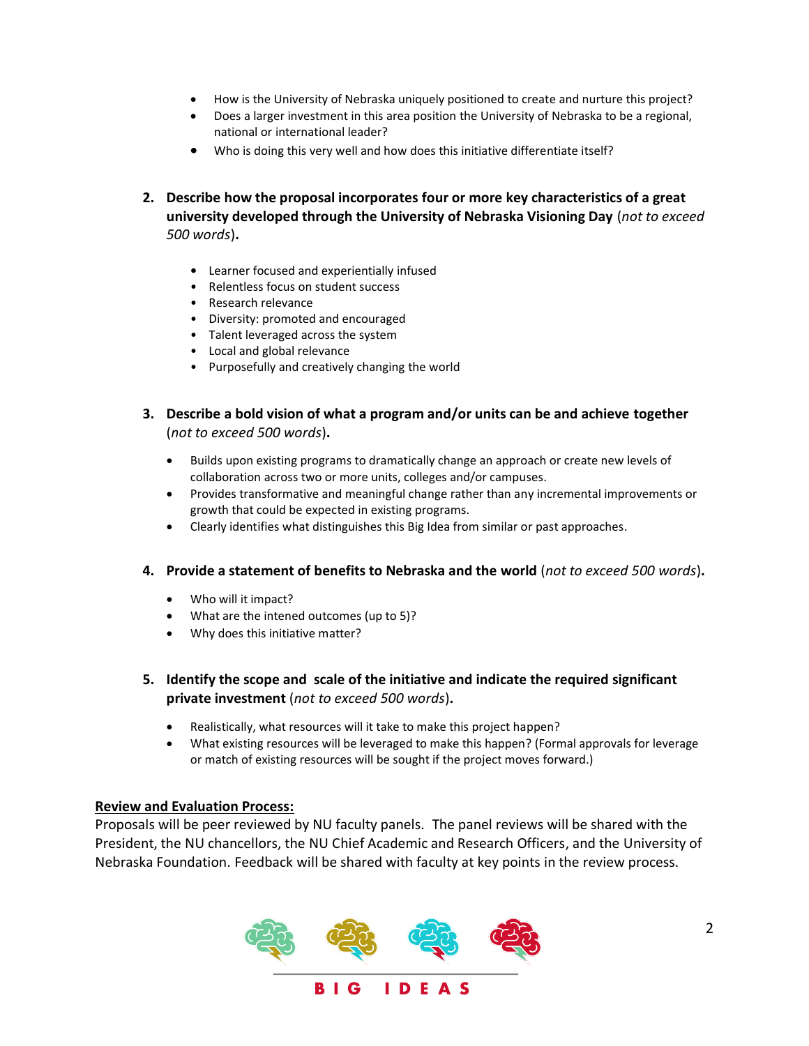- How is the University of Nebraska uniquely positioned to create and nurture this project?
- Does a larger investment in this area position the University of Nebraska to be a regional, national or international leader?
- Who is doing this very well and how does this initiative differentiate itself?

2. **Describe how the proposal incorporates four or more key characteristics of a great university developed through the University of Nebraska Visioning Day** (*not to exceed 500 words*)**.**

   - Learner focused and experientially infused
   - Relentless focus on student success
   - Research relevance
   - Diversity: promoted and encouraged
   - Talent leveraged across the system
   - Local and global relevance
   - Purposefully and creatively changing the world

3. **Describe a bold vision of what a program and/or units can be and achieve together** (*not to exceed 500 words*)**.**

   - Builds upon existing programs to dramatically change an approach or create new levels of collaboration across two or more units, colleges and/or campuses.
   - Provides transformative and meaningful change rather than any incremental improvements or growth that could be expected in existing programs.
   - Clearly identifies what distinguishes this Big Idea from similar or past approaches.

4. **Provide a statement of benefits to Nebraska and the world** (*not to exceed 500 words*)**.**

   - Who will it impact?
   - What are the intened outcomes (up to 5)?
   - Why does this initiative matter?

5. **Identify the scope and scale of the initiative and indicate the required significant private investment** (*not to exceed 500 words*)**.**

   - Realistically, what resources will it take to make this project happen?
   - What existing resources will be leveraged to make this happen? (Formal approvals for leverage or match of existing resources will be sought if the project moves forward.)

**Review and Evaluation Process:**

Proposals will be peer reviewed by NU faculty panels. The panel reviews will be shared with the President, the NU chancellors, the NU Chief Academic and Research Officers, and the University of Nebraska Foundation. Feedback will be shared with faculty at key points in the review process.

BIG IDEAS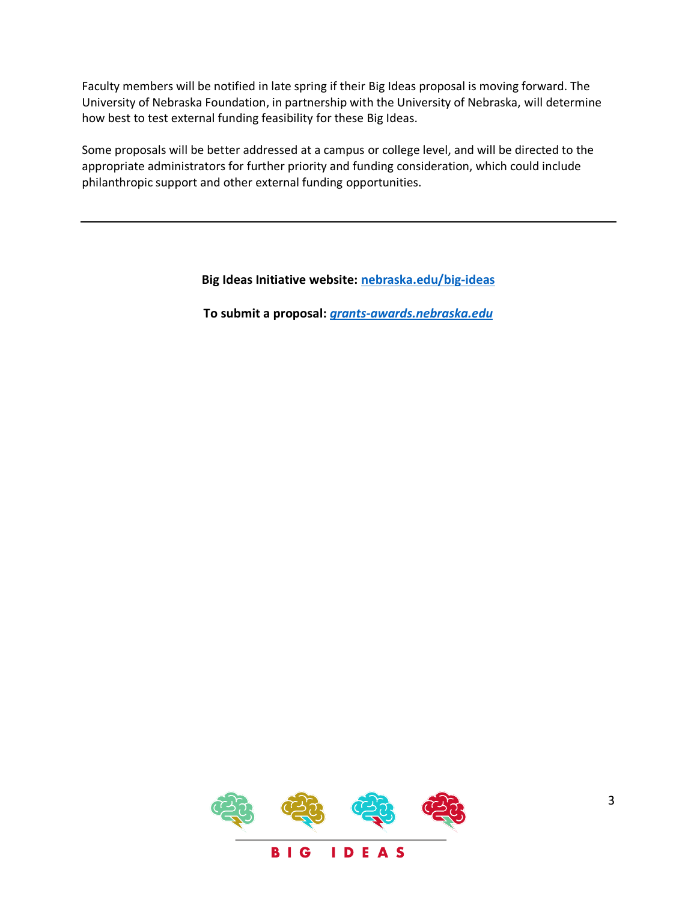Faculty members will be notified in late spring if their Big Ideas proposal is moving forward. The University of Nebraska Foundation, in partnership with the University of Nebraska, will determine how best to test external funding feasibility for these Big Ideas.

Some proposals will be better addressed at a campus or college level, and will be directed to the appropriate administrators for further priority and funding consideration, which could include philanthropic support and other external funding opportunities.

---

**Big Ideas Initiative website: nebraska.edu/big-ideas**

**To submit a proposal: *grants-awards.nebraska.edu***

BIG IDEAS